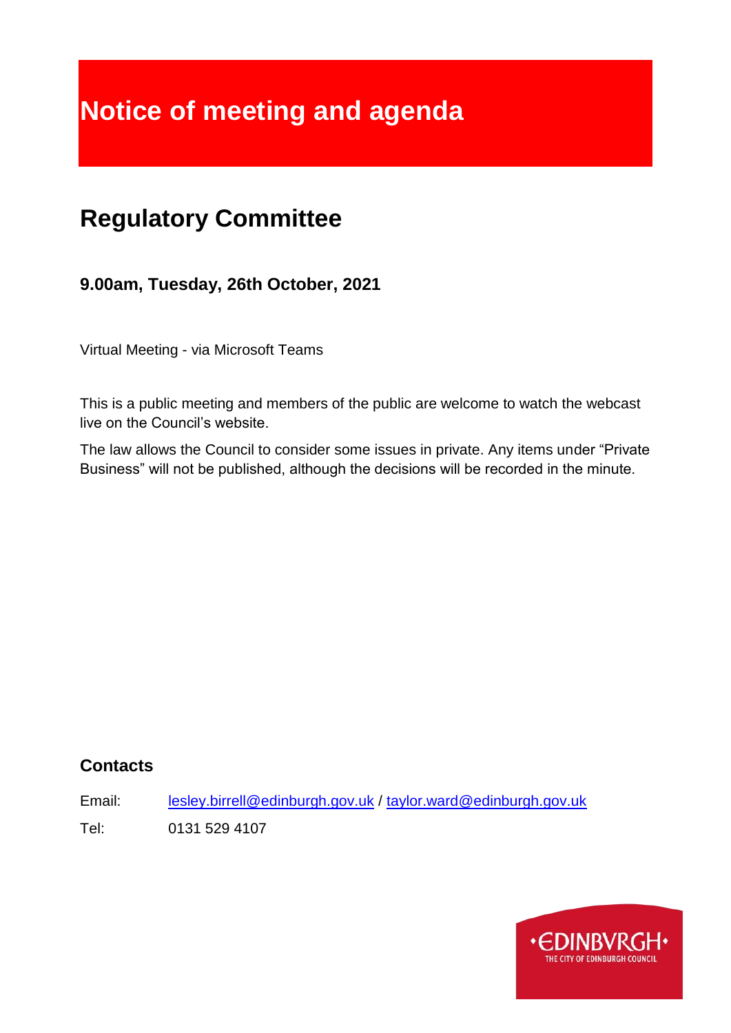# Notice of meeting and agenda

## Regulatory Committee

### 9.00am, Tuesday, 26th October, 2021

Virtual Meeting - via Microsoft Teams

This is a public meeting and members of the public are welcome to watch the webcast live on the Council's website.

The law allows the Council to consider some issues in private. Any items under "Private Business" will not be published, although the decisions will be recorded in the minute.

### Contacts

Email: lesley.birrell@edinburgh.gov.uk / taylor.ward@edinburgh.gov.uk

Tel: 0131 529 4107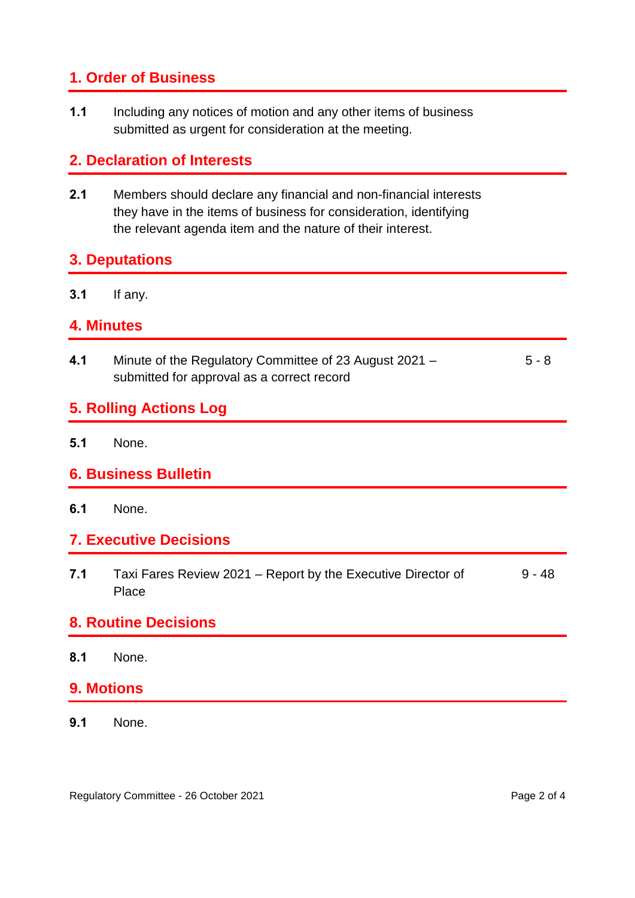## 1. Order of Business

**1.1** Including any notices of motion and any other items of business submitted as urgent for consideration at the meeting.

## 2. Declaration of Interests

**2.1** Members should declare any financial and non-financial interests they have in the items of business for consideration, identifying the relevant agenda item and the nature of their interest.

## 3. Deputations

**3.1** If any.

## 4. Minutes

**4.1** Minute of the Regulatory Committee of 23 August 2021 – submitted for approval as a correct record — 5 - 8

## 5. Rolling Actions Log

**5.1** None.

## 6. Business Bulletin

**6.1** None.

## 7. Executive Decisions

**7.1** Taxi Fares Review 2021 – Report by the Executive Director of Place — 9 - 48

## 8. Routine Decisions

**8.1** None.

## 9. Motions

**9.1** None.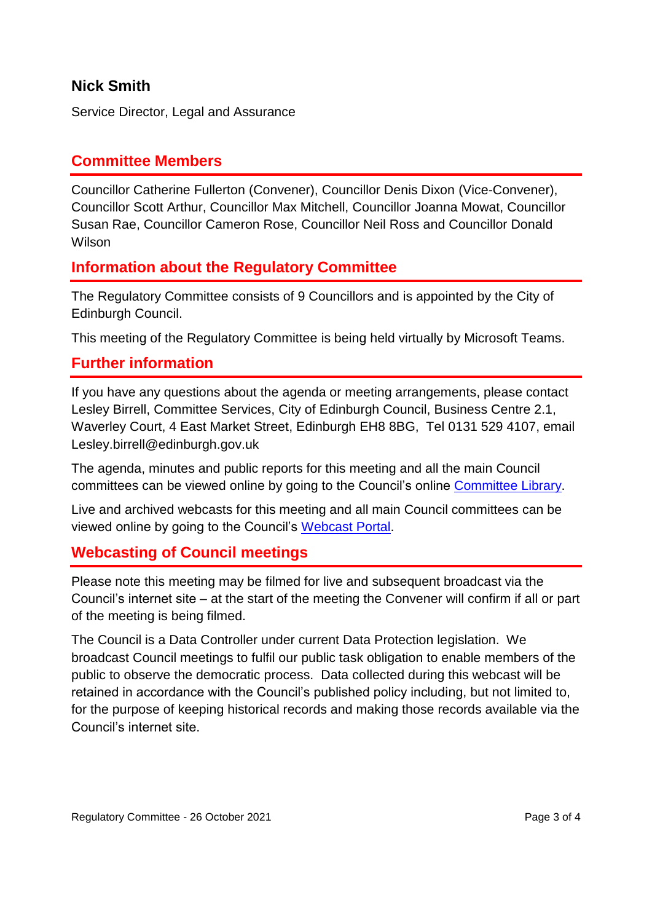**Nick Smith**

Service Director, Legal and Assurance

## Committee Members

Councillor Catherine Fullerton (Convener), Councillor Denis Dixon (Vice-Convener), Councillor Scott Arthur, Councillor Max Mitchell, Councillor Joanna Mowat, Councillor Susan Rae, Councillor Cameron Rose, Councillor Neil Ross and Councillor Donald Wilson

## Information about the Regulatory Committee

The Regulatory Committee consists of 9 Councillors and is appointed by the City of Edinburgh Council.

This meeting of the Regulatory Committee is being held virtually by Microsoft Teams.

## Further information

If you have any questions about the agenda or meeting arrangements, please contact Lesley Birrell, Committee Services, City of Edinburgh Council, Business Centre 2.1, Waverley Court, 4 East Market Street, Edinburgh EH8 8BG, Tel 0131 529 4107, email Lesley.birrell@edinburgh.gov.uk

The agenda, minutes and public reports for this meeting and all the main Council committees can be viewed online by going to the Council's online Committee Library.

Live and archived webcasts for this meeting and all main Council committees can be viewed online by going to the Council's Webcast Portal.

## Webcasting of Council meetings

Please note this meeting may be filmed for live and subsequent broadcast via the Council's internet site – at the start of the meeting the Convener will confirm if all or part of the meeting is being filmed.

The Council is a Data Controller under current Data Protection legislation. We broadcast Council meetings to fulfil our public task obligation to enable members of the public to observe the democratic process. Data collected during this webcast will be retained in accordance with the Council's published policy including, but not limited to, for the purpose of keeping historical records and making those records available via the Council's internet site.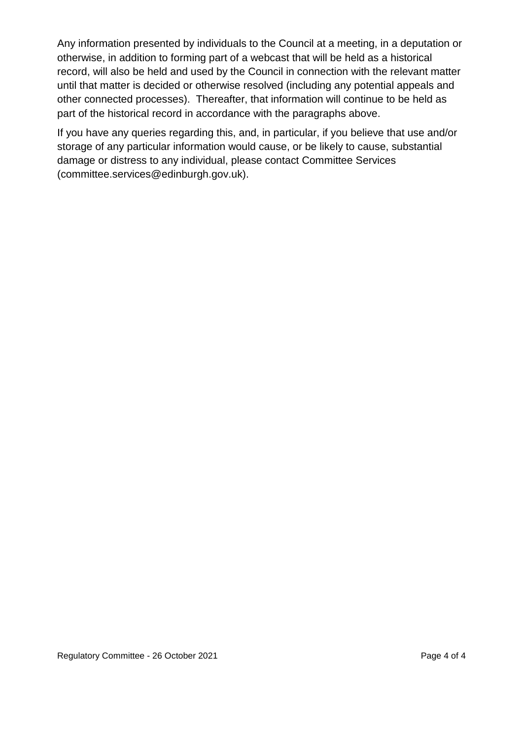Any information presented by individuals to the Council at a meeting, in a deputation or otherwise, in addition to forming part of a webcast that will be held as a historical record, will also be held and used by the Council in connection with the relevant matter until that matter is decided or otherwise resolved (including any potential appeals and other connected processes). Thereafter, that information will continue to be held as part of the historical record in accordance with the paragraphs above.

If you have any queries regarding this, and, in particular, if you believe that use and/or storage of any particular information would cause, or be likely to cause, substantial damage or distress to any individual, please contact Committee Services (committee.services@edinburgh.gov.uk).